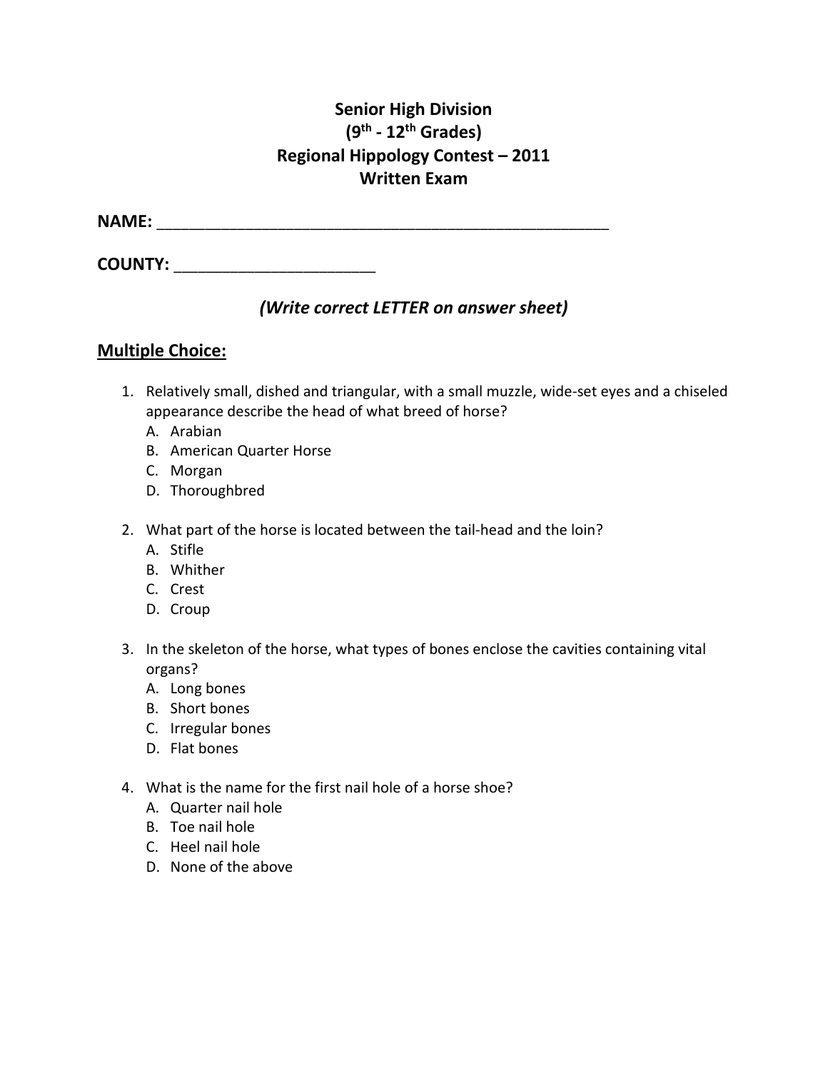**Senior High Division**
**(9th - 12th Grades)**
**Regional Hippology Contest – 2011**
**Written Exam**

**NAME:** ___________________________________________________

**COUNTY:** ______________________

***(Write correct LETTER on answer sheet)***

## Multiple Choice:

1. Relatively small, dished and triangular, with a small muzzle, wide-set eyes and a chiseled appearance describe the head of what breed of horse?
   A. Arabian
   B. American Quarter Horse
   C. Morgan
   D. Thoroughbred

2. What part of the horse is located between the tail-head and the loin?
   A. Stifle
   B. Whither
   C. Crest
   D. Croup

3. In the skeleton of the horse, what types of bones enclose the cavities containing vital organs?
   A. Long bones
   B. Short bones
   C. Irregular bones
   D. Flat bones

4. What is the name for the first nail hole of a horse shoe?
   A. Quarter nail hole
   B. Toe nail hole
   C. Heel nail hole
   D. None of the above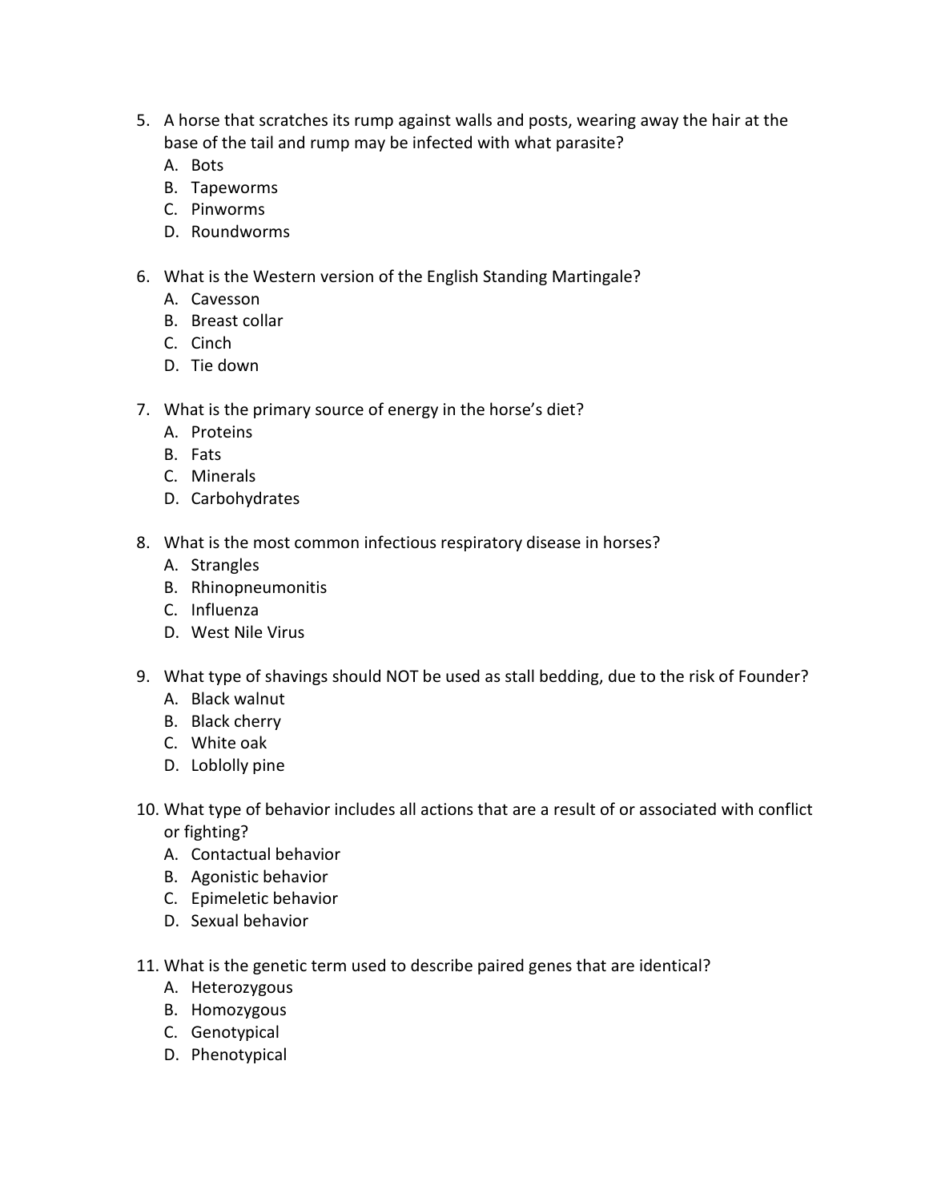5. A horse that scratches its rump against walls and posts, wearing away the hair at the base of the tail and rump may be infected with what parasite?
   A. Bots
   B. Tapeworms
   C. Pinworms
   D. Roundworms

6. What is the Western version of the English Standing Martingale?
   A. Cavesson
   B. Breast collar
   C. Cinch
   D. Tie down

7. What is the primary source of energy in the horse's diet?
   A. Proteins
   B. Fats
   C. Minerals
   D. Carbohydrates

8. What is the most common infectious respiratory disease in horses?
   A. Strangles
   B. Rhinopneumonitis
   C. Influenza
   D. West Nile Virus

9. What type of shavings should NOT be used as stall bedding, due to the risk of Founder?
   A. Black walnut
   B. Black cherry
   C. White oak
   D. Loblolly pine

10. What type of behavior includes all actions that are a result of or associated with conflict or fighting?
    A. Contactual behavior
    B. Agonistic behavior
    C. Epimeletic behavior
    D. Sexual behavior

11. What is the genetic term used to describe paired genes that are identical?
    A. Heterozygous
    B. Homozygous
    C. Genotypical
    D. Phenotypical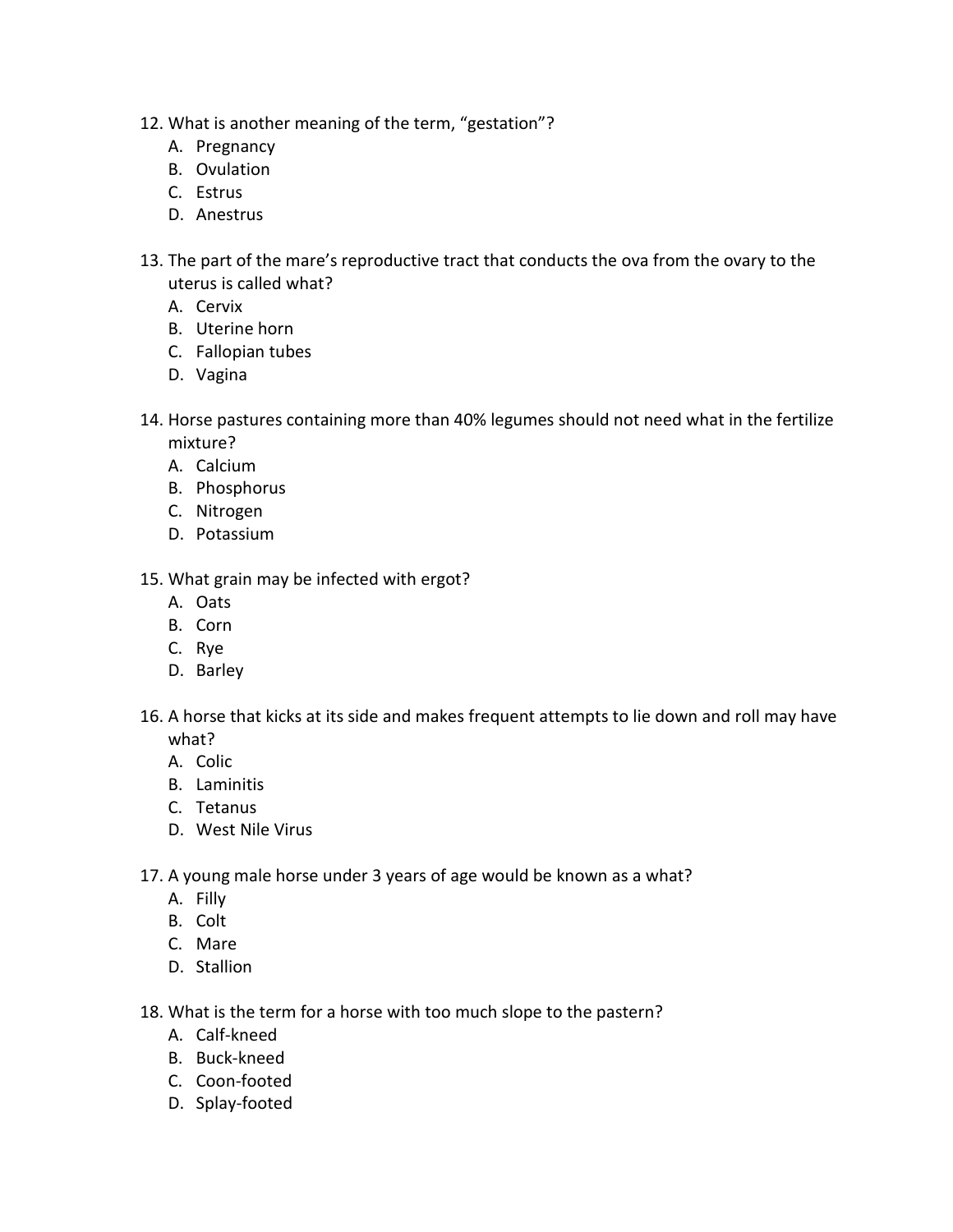12. What is another meaning of the term, “gestation”?
    A. Pregnancy
    B. Ovulation
    C. Estrus
    D. Anestrus

13. The part of the mare’s reproductive tract that conducts the ova from the ovary to the uterus is called what?
    A. Cervix
    B. Uterine horn
    C. Fallopian tubes
    D. Vagina

14. Horse pastures containing more than 40% legumes should not need what in the fertilize mixture?
    A. Calcium
    B. Phosphorus
    C. Nitrogen
    D. Potassium

15. What grain may be infected with ergot?
    A. Oats
    B. Corn
    C. Rye
    D. Barley

16. A horse that kicks at its side and makes frequent attempts to lie down and roll may have what?
    A. Colic
    B. Laminitis
    C. Tetanus
    D. West Nile Virus

17. A young male horse under 3 years of age would be known as a what?
    A. Filly
    B. Colt
    C. Mare
    D. Stallion

18. What is the term for a horse with too much slope to the pastern?
    A. Calf-kneed
    B. Buck-kneed
    C. Coon-footed
    D. Splay-footed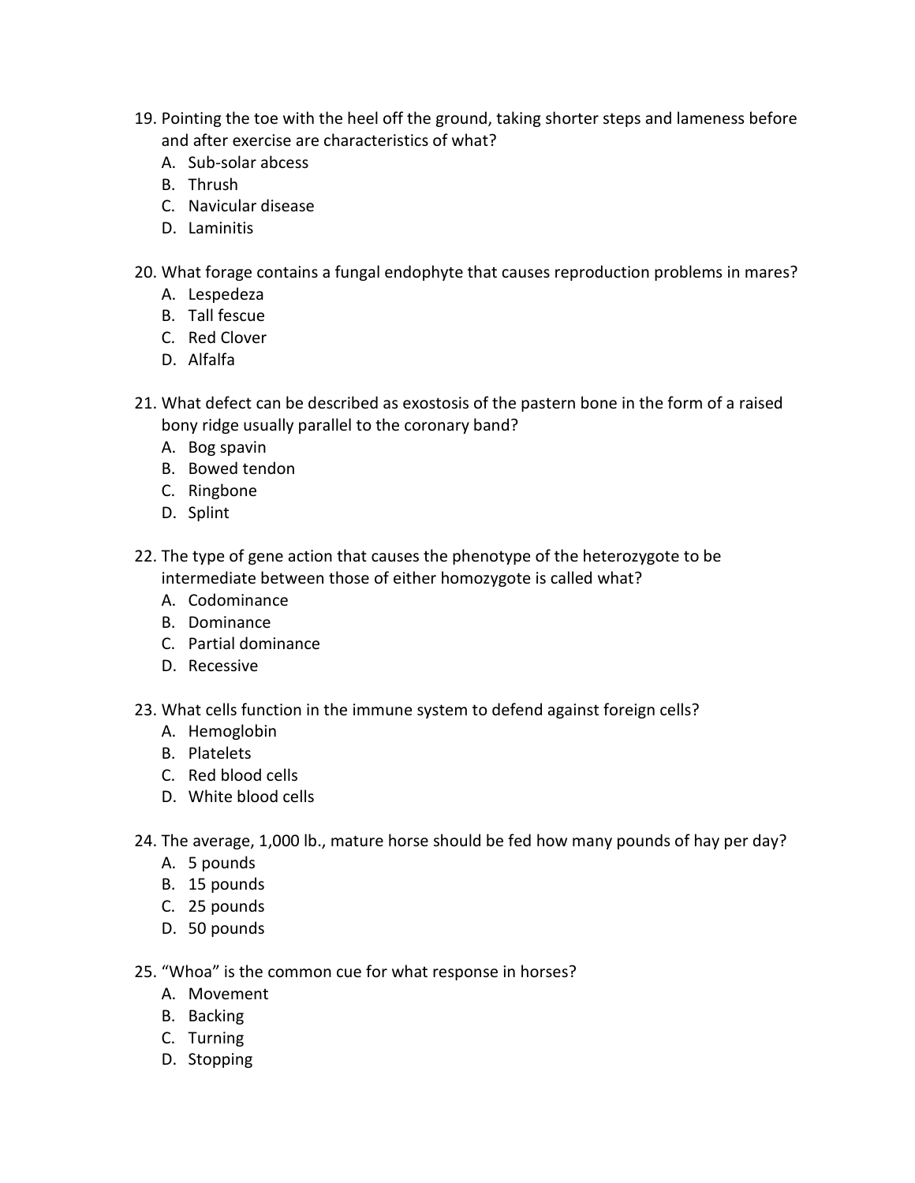19. Pointing the toe with the heel off the ground, taking shorter steps and lameness before and after exercise are characteristics of what?
    A. Sub-solar abcess
    B. Thrush
    C. Navicular disease
    D. Laminitis

20. What forage contains a fungal endophyte that causes reproduction problems in mares?
    A. Lespedeza
    B. Tall fescue
    C. Red Clover
    D. Alfalfa

21. What defect can be described as exostosis of the pastern bone in the form of a raised bony ridge usually parallel to the coronary band?
    A. Bog spavin
    B. Bowed tendon
    C. Ringbone
    D. Splint

22. The type of gene action that causes the phenotype of the heterozygote to be intermediate between those of either homozygote is called what?
    A. Codominance
    B. Dominance
    C. Partial dominance
    D. Recessive

23. What cells function in the immune system to defend against foreign cells?
    A. Hemoglobin
    B. Platelets
    C. Red blood cells
    D. White blood cells

24. The average, 1,000 lb., mature horse should be fed how many pounds of hay per day?
    A. 5 pounds
    B. 15 pounds
    C. 25 pounds
    D. 50 pounds

25. "Whoa" is the common cue for what response in horses?
    A. Movement
    B. Backing
    C. Turning
    D. Stopping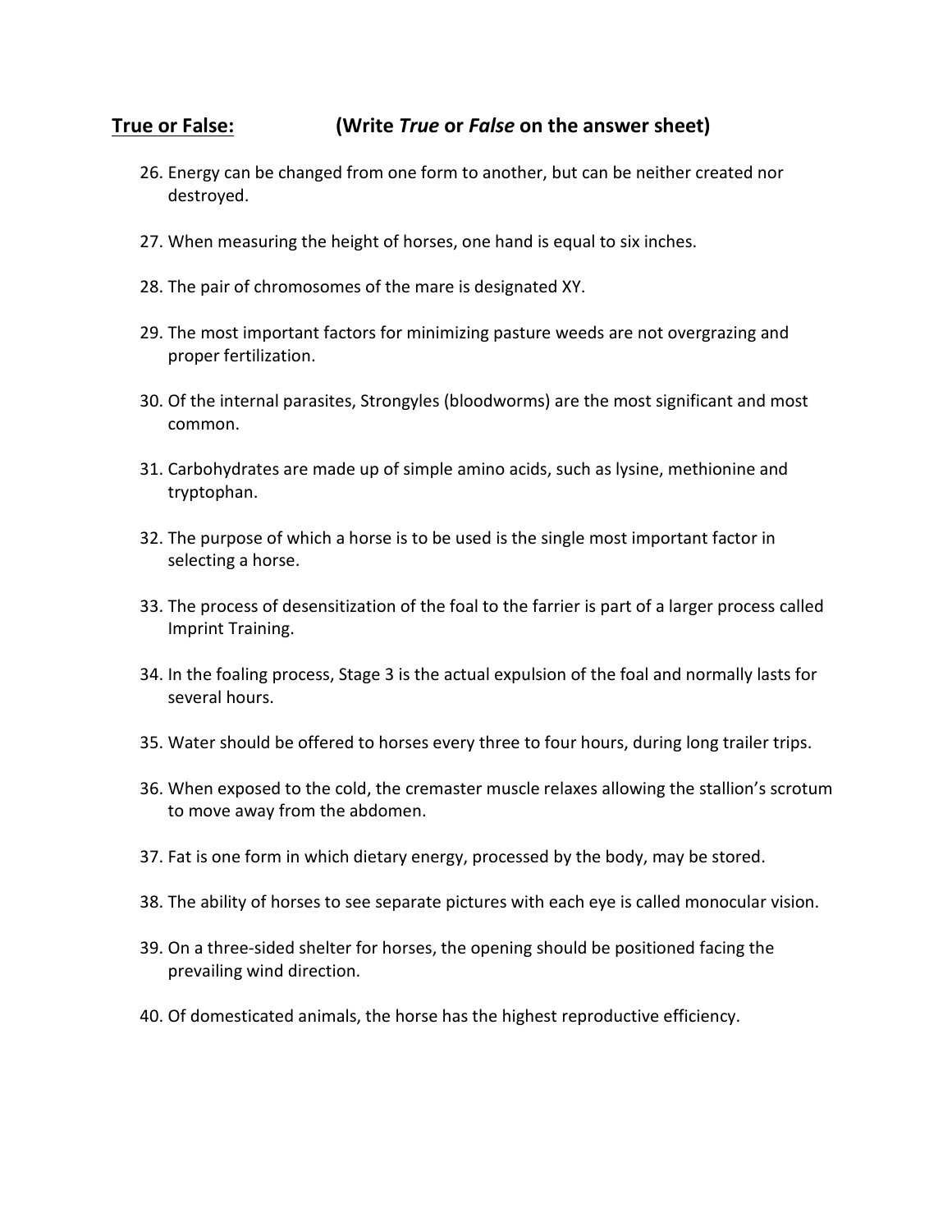**<u>True or False:</u>** **(Write *True* or *False* on the answer sheet)**

26. Energy can be changed from one form to another, but can be neither created nor destroyed.
27. When measuring the height of horses, one hand is equal to six inches.
28. The pair of chromosomes of the mare is designated XY.
29. The most important factors for minimizing pasture weeds are not overgrazing and proper fertilization.
30. Of the internal parasites, Strongyles (bloodworms) are the most significant and most common.
31. Carbohydrates are made up of simple amino acids, such as lysine, methionine and tryptophan.
32. The purpose of which a horse is to be used is the single most important factor in selecting a horse.
33. The process of desensitization of the foal to the farrier is part of a larger process called Imprint Training.
34. In the foaling process, Stage 3 is the actual expulsion of the foal and normally lasts for several hours.
35. Water should be offered to horses every three to four hours, during long trailer trips.
36. When exposed to the cold, the cremaster muscle relaxes allowing the stallion's scrotum to move away from the abdomen.
37. Fat is one form in which dietary energy, processed by the body, may be stored.
38. The ability of horses to see separate pictures with each eye is called monocular vision.
39. On a three-sided shelter for horses, the opening should be positioned facing the prevailing wind direction.
40. Of domesticated animals, the horse has the highest reproductive efficiency.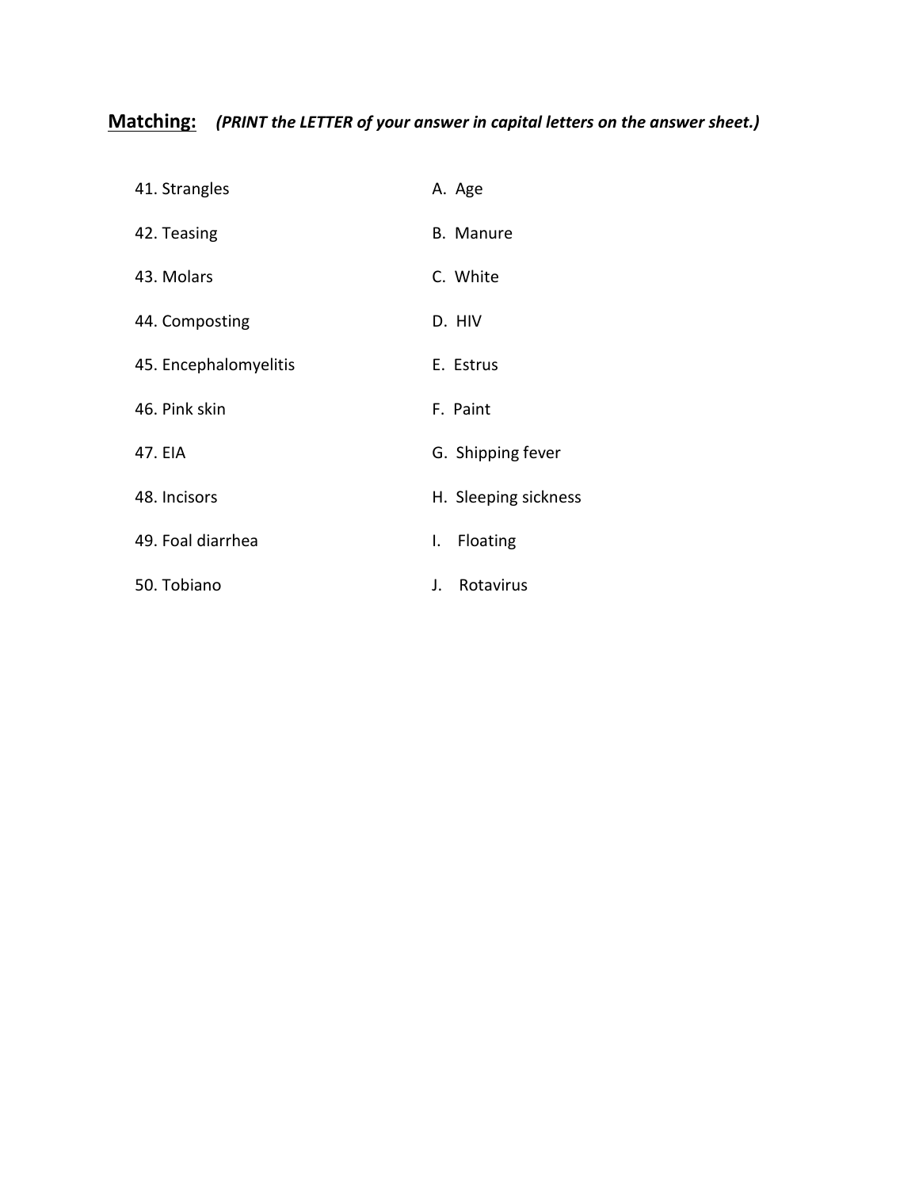**Matching:** ***(PRINT the LETTER of your answer in capital letters on the answer sheet.)***

| | |
|---|---|
| 41. Strangles | A. Age |
| 42. Teasing | B. Manure |
| 43. Molars | C. White |
| 44. Composting | D. HIV |
| 45. Encephalomyelitis | E. Estrus |
| 46. Pink skin | F. Paint |
| 47. EIA | G. Shipping fever |
| 48. Incisors | H. Sleeping sickness |
| 49. Foal diarrhea | I. Floating |
| 50. Tobiano | J. Rotavirus |